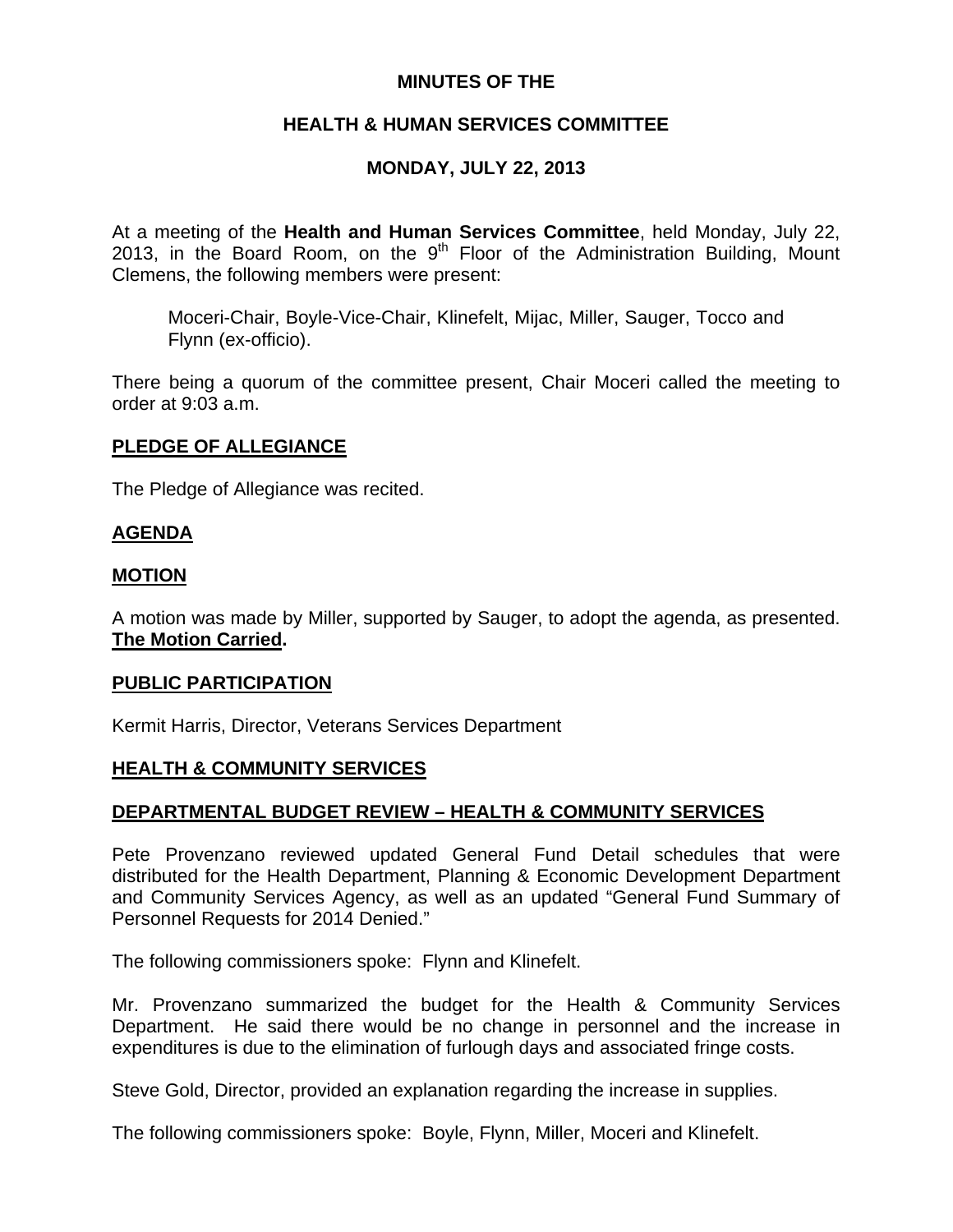# MINUTES OF THE

# HEALTH & HUMAN SERVICES COMMITTEE

## MONDAY, JULY 22, 2013

At a meeting of the **Health and Human Services Committee**, held Monday, July 22, 2013, in the Board Room, on the 9th Floor of the Administration Building, Mount Clemens, the following members were present:

> Moceri-Chair, Boyle-Vice-Chair, Klinefelt, Mijac, Miller, Sauger, Tocco and Flynn (ex-officio).

There being a quorum of the committee present, Chair Moceri called the meeting to order at 9:03 a.m.

**PLEDGE OF ALLEGIANCE**

The Pledge of Allegiance was recited.

**AGENDA**

**MOTION**

A motion was made by Miller, supported by Sauger, to adopt the agenda, as presented. **The Motion Carried.**

**PUBLIC PARTICIPATION**

Kermit Harris, Director, Veterans Services Department

**HEALTH & COMMUNITY SERVICES**

**DEPARTMENTAL BUDGET REVIEW – HEALTH & COMMUNITY SERVICES**

Pete Provenzano reviewed updated General Fund Detail schedules that were distributed for the Health Department, Planning & Economic Development Department and Community Services Agency, as well as an updated "General Fund Summary of Personnel Requests for 2014 Denied."

The following commissioners spoke: Flynn and Klinefelt.

Mr. Provenzano summarized the budget for the Health & Community Services Department. He said there would be no change in personnel and the increase in expenditures is due to the elimination of furlough days and associated fringe costs.

Steve Gold, Director, provided an explanation regarding the increase in supplies.

The following commissioners spoke: Boyle, Flynn, Miller, Moceri and Klinefelt.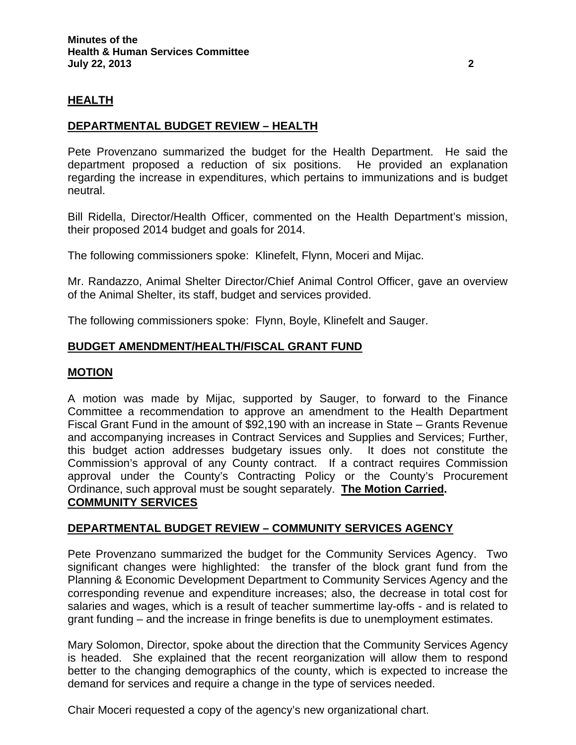## HEALTH

### DEPARTMENTAL BUDGET REVIEW – HEALTH

Pete Provenzano summarized the budget for the Health Department. He said the department proposed a reduction of six positions. He provided an explanation regarding the increase in expenditures, which pertains to immunizations and is budget neutral.

Bill Ridella, Director/Health Officer, commented on the Health Department's mission, their proposed 2014 budget and goals for 2014.

The following commissioners spoke: Klinefelt, Flynn, Moceri and Mijac.

Mr. Randazzo, Animal Shelter Director/Chief Animal Control Officer, gave an overview of the Animal Shelter, its staff, budget and services provided.

The following commissioners spoke: Flynn, Boyle, Klinefelt and Sauger.

### BUDGET AMENDMENT/HEALTH/FISCAL GRANT FUND

### MOTION

A motion was made by Mijac, supported by Sauger, to forward to the Finance Committee a recommendation to approve an amendment to the Health Department Fiscal Grant Fund in the amount of $92,190 with an increase in State – Grants Revenue and accompanying increases in Contract Services and Supplies and Services; Further, this budget action addresses budgetary issues only. It does not constitute the Commission's approval of any County contract. If a contract requires Commission approval under the County's Contracting Policy or the County's Procurement Ordinance, such approval must be sought separately. **The Motion Carried.**

## COMMUNITY SERVICES

### DEPARTMENTAL BUDGET REVIEW – COMMUNITY SERVICES AGENCY

Pete Provenzano summarized the budget for the Community Services Agency. Two significant changes were highlighted: the transfer of the block grant fund from the Planning & Economic Development Department to Community Services Agency and the corresponding revenue and expenditure increases; also, the decrease in total cost for salaries and wages, which is a result of teacher summertime lay-offs - and is related to grant funding – and the increase in fringe benefits is due to unemployment estimates.

Mary Solomon, Director, spoke about the direction that the Community Services Agency is headed. She explained that the recent reorganization will allow them to respond better to the changing demographics of the county, which is expected to increase the demand for services and require a change in the type of services needed.

Chair Moceri requested a copy of the agency's new organizational chart.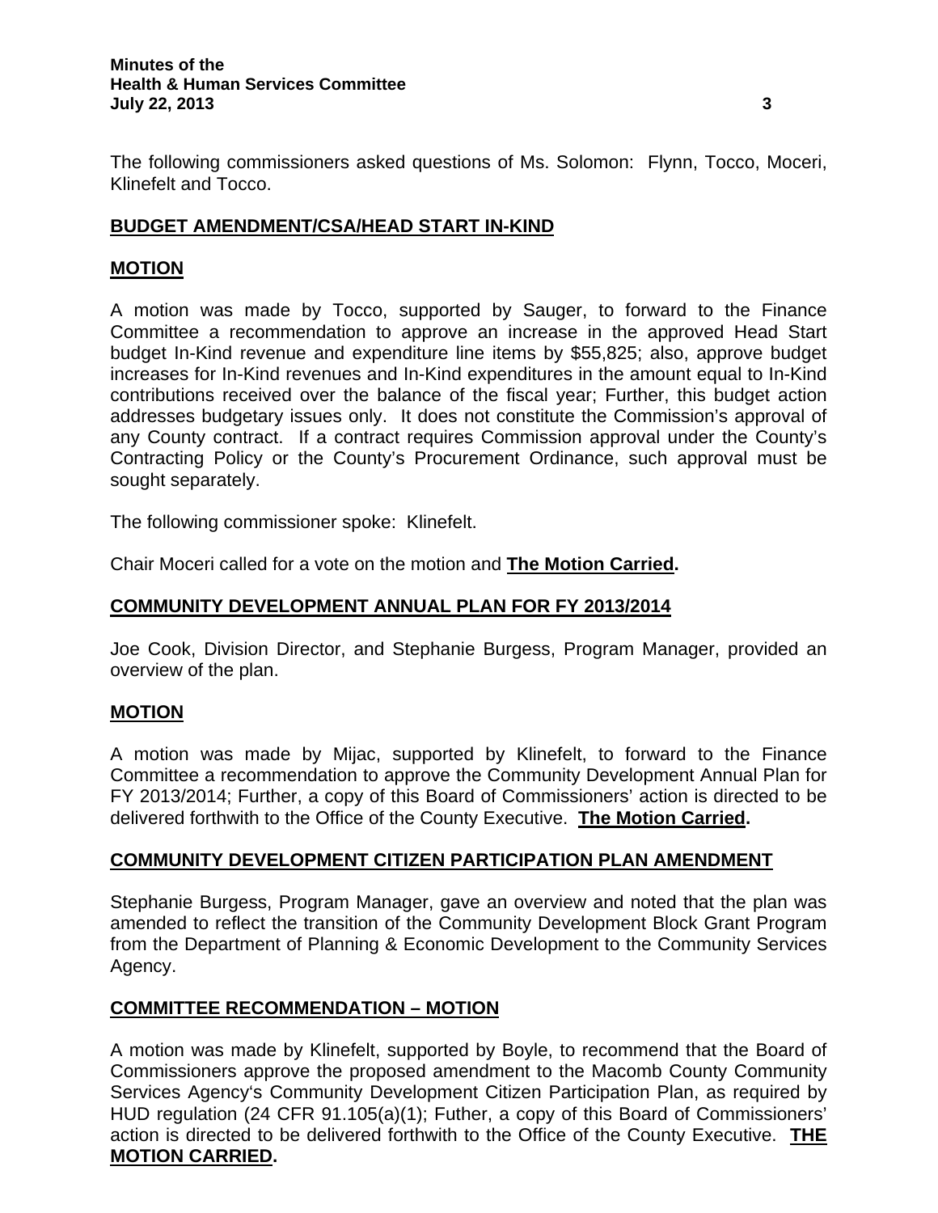The following commissioners asked questions of Ms. Solomon: Flynn, Tocco, Moceri, Klinefelt and Tocco.

## BUDGET AMENDMENT/CSA/HEAD START IN-KIND

### MOTION

A motion was made by Tocco, supported by Sauger, to forward to the Finance Committee a recommendation to approve an increase in the approved Head Start budget In-Kind revenue and expenditure line items by $55,825; also, approve budget increases for In-Kind revenues and In-Kind expenditures in the amount equal to In-Kind contributions received over the balance of the fiscal year; Further, this budget action addresses budgetary issues only. It does not constitute the Commission's approval of any County contract. If a contract requires Commission approval under the County's Contracting Policy or the County's Procurement Ordinance, such approval must be sought separately.

The following commissioner spoke: Klinefelt.

Chair Moceri called for a vote on the motion and **The Motion Carried.**

## COMMUNITY DEVELOPMENT ANNUAL PLAN FOR FY 2013/2014

Joe Cook, Division Director, and Stephanie Burgess, Program Manager, provided an overview of the plan.

### MOTION

A motion was made by Mijac, supported by Klinefelt, to forward to the Finance Committee a recommendation to approve the Community Development Annual Plan for FY 2013/2014; Further, a copy of this Board of Commissioners' action is directed to be delivered forthwith to the Office of the County Executive. **The Motion Carried.**

## COMMUNITY DEVELOPMENT CITIZEN PARTICIPATION PLAN AMENDMENT

Stephanie Burgess, Program Manager, gave an overview and noted that the plan was amended to reflect the transition of the Community Development Block Grant Program from the Department of Planning & Economic Development to the Community Services Agency.

### COMMITTEE RECOMMENDATION – MOTION

A motion was made by Klinefelt, supported by Boyle, to recommend that the Board of Commissioners approve the proposed amendment to the Macomb County Community Services Agency's Community Development Citizen Participation Plan, as required by HUD regulation (24 CFR 91.105(a)(1); Futher, a copy of this Board of Commissioners' action is directed to be delivered forthwith to the Office of the County Executive. **THE MOTION CARRIED.**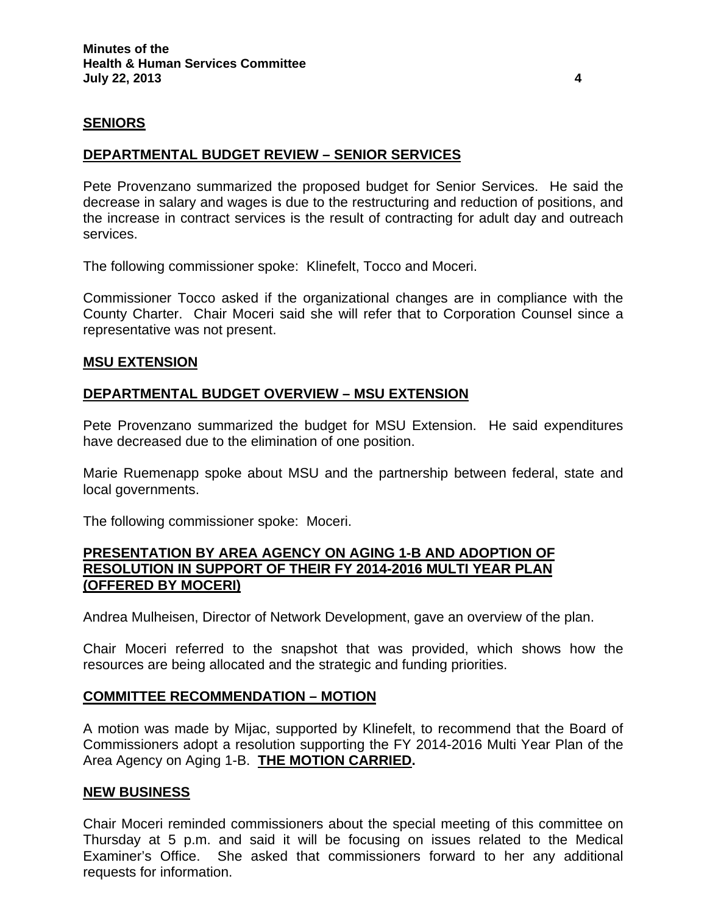## SENIORS

## DEPARTMENTAL BUDGET REVIEW – SENIOR SERVICES

Pete Provenzano summarized the proposed budget for Senior Services. He said the decrease in salary and wages is due to the restructuring and reduction of positions, and the increase in contract services is the result of contracting for adult day and outreach services.

The following commissioner spoke: Klinefelt, Tocco and Moceri.

Commissioner Tocco asked if the organizational changes are in compliance with the County Charter. Chair Moceri said she will refer that to Corporation Counsel since a representative was not present.

## MSU EXTENSION

## DEPARTMENTAL BUDGET OVERVIEW – MSU EXTENSION

Pete Provenzano summarized the budget for MSU Extension. He said expenditures have decreased due to the elimination of one position.

Marie Ruemenapp spoke about MSU and the partnership between federal, state and local governments.

The following commissioner spoke: Moceri.

## PRESENTATION BY AREA AGENCY ON AGING 1-B AND ADOPTION OF RESOLUTION IN SUPPORT OF THEIR FY 2014-2016 MULTI YEAR PLAN (OFFERED BY MOCERI)

Andrea Mulheisen, Director of Network Development, gave an overview of the plan.

Chair Moceri referred to the snapshot that was provided, which shows how the resources are being allocated and the strategic and funding priorities.

## COMMITTEE RECOMMENDATION – MOTION

A motion was made by Mijac, supported by Klinefelt, to recommend that the Board of Commissioners adopt a resolution supporting the FY 2014-2016 Multi Year Plan of the Area Agency on Aging 1-B. **THE MOTION CARRIED.**

## NEW BUSINESS

Chair Moceri reminded commissioners about the special meeting of this committee on Thursday at 5 p.m. and said it will be focusing on issues related to the Medical Examiner's Office. She asked that commissioners forward to her any additional requests for information.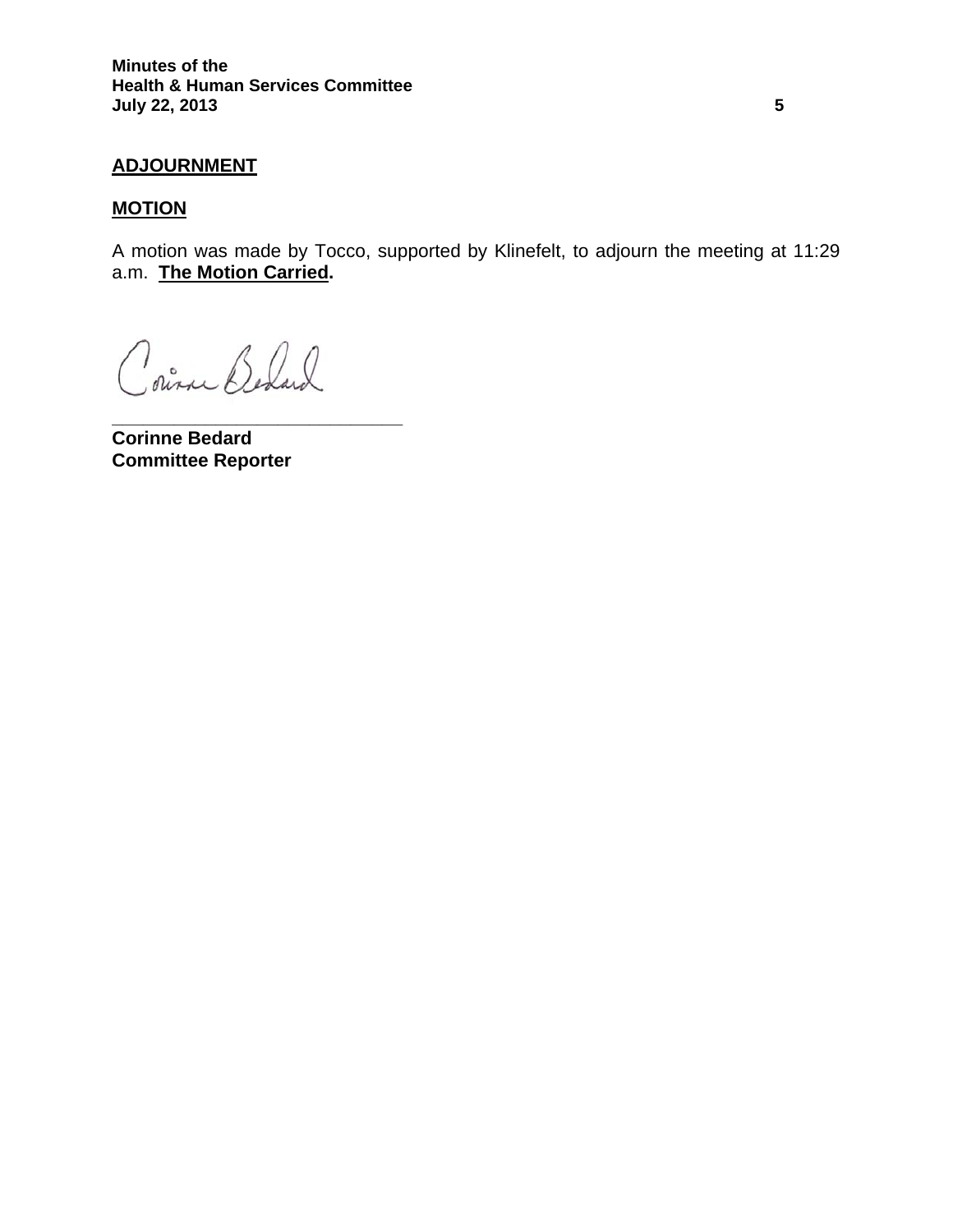## ADJOURNMENT

### MOTION

A motion was made by Tocco, supported by Klinefelt, to adjourn the meeting at 11:29 a.m. **The Motion Carried.**

\_\_\_\_\_\_\_\_\_\_\_\_\_\_\_\_\_\_\_\_\_\_\_\_\_\_\_\_\_\_

**Corinne Bedard**
**Committee Reporter**